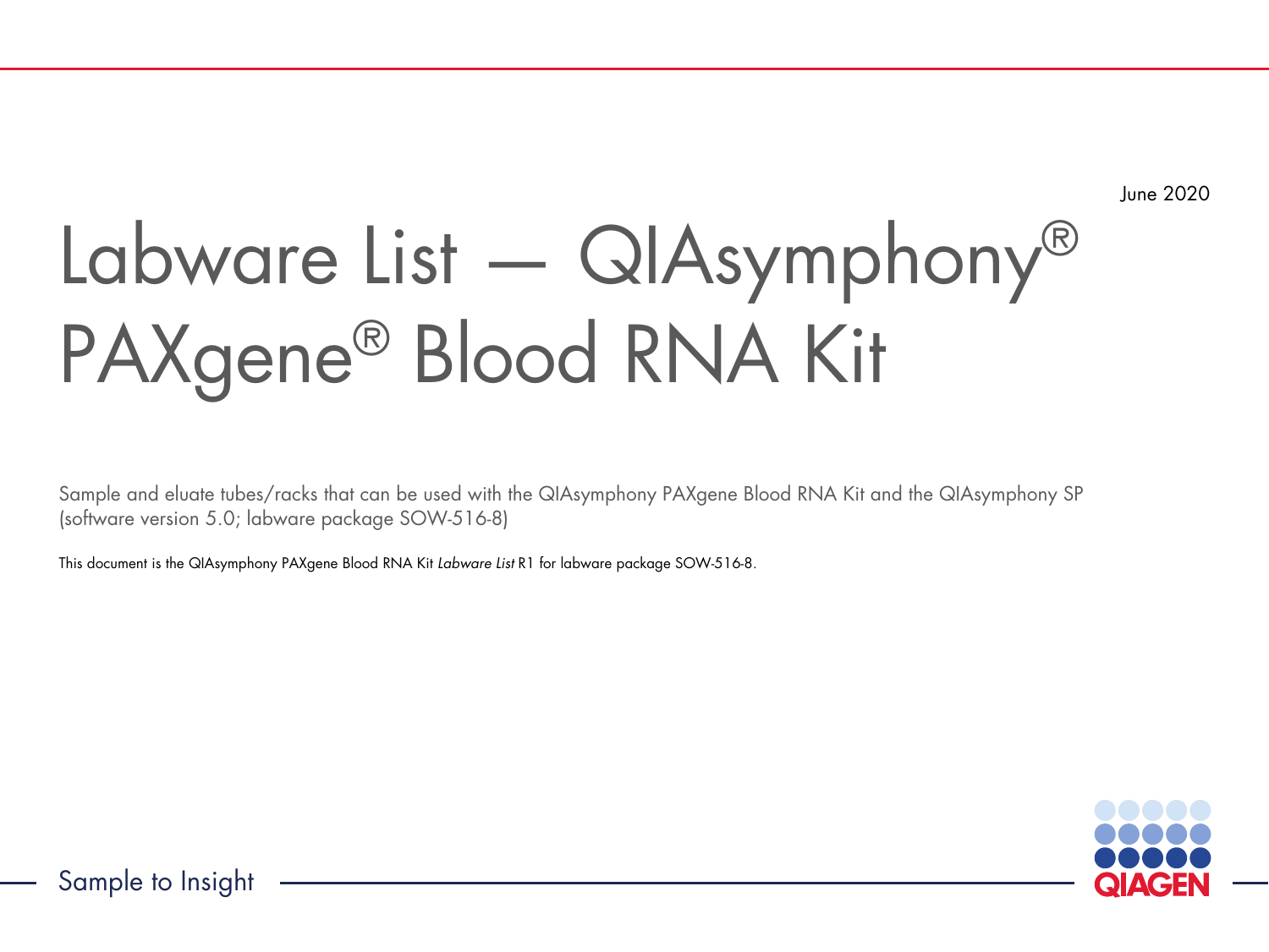June 2020

# Labware List — QIAsymphony® PAXgene® Blood RNA Kit

Sample and eluate tubes/racks that can be used with the QIAsymphony PAXgene Blood RNA Kit and the QIAsymphony SP (software version 5.0; labware package SOW-516-8)

This document is the QIAsymphony PAXgene Blood RNA Kit *Labware List* R1 for labware package SOW-516-8.

Sample to Insight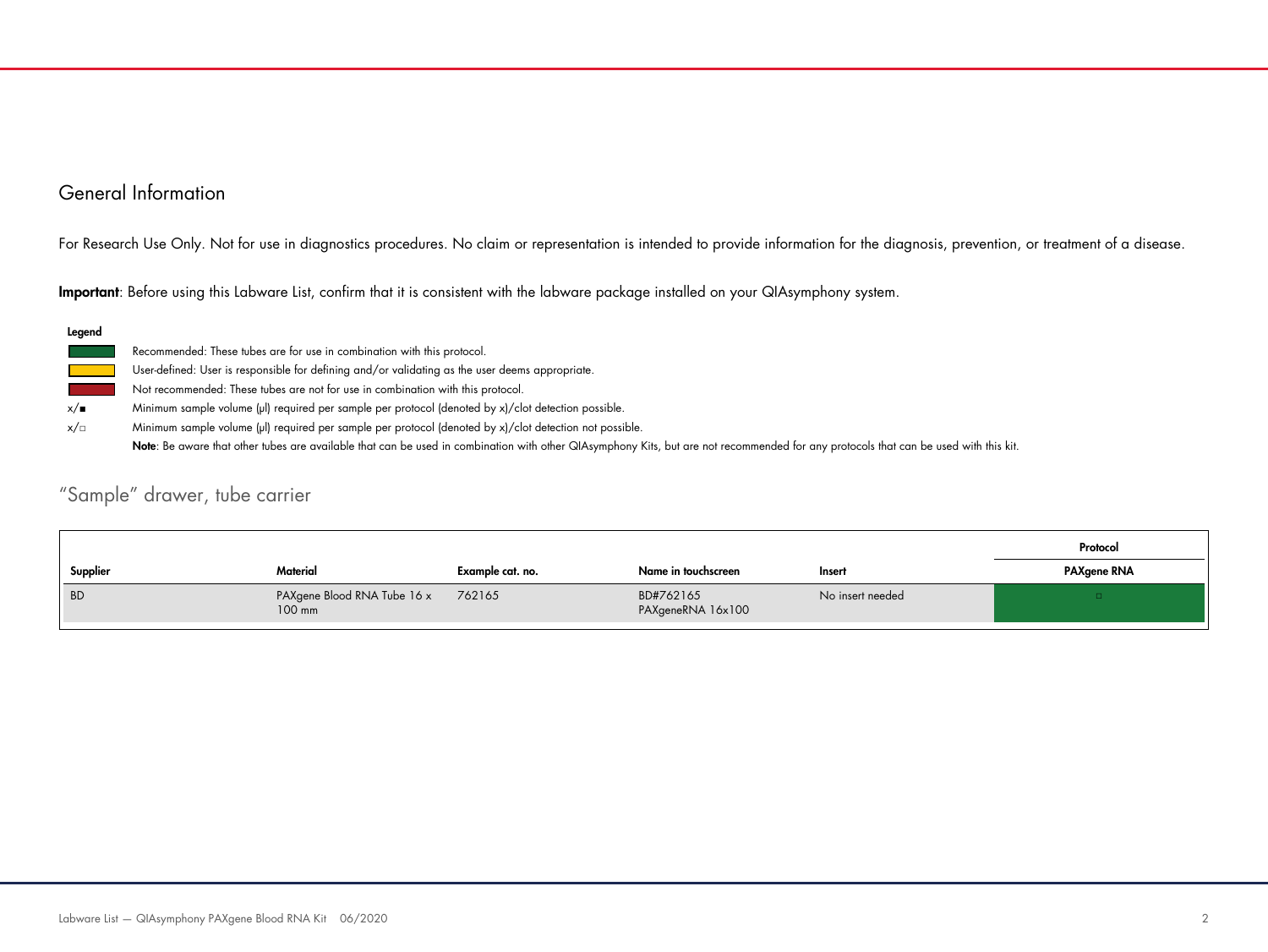## General Information

For Research Use Only. Not for use in diagnostics procedures. No claim or representation is intended to provide information for the diagnosis, prevention, or treatment of a disease.

**Important**: Before using this Labware List, confirm that it is consistent with the labware package installed on your QIAsymphony system.

**Legend**

| | |
|---|---|
| (green) | Recommended: These tubes are for use in combination with this protocol. |
| (yellow) | User-defined: User is responsible for defining and/or validating as the user deems appropriate. |
| (red) | Not recommended: These tubes are not for use in combination with this protocol. |
| x/■ | Minimum sample volume (µl) required per sample per protocol (denoted by x)/clot detection possible. |
| x/□ | Minimum sample volume (µl) required per sample per protocol (denoted by x)/clot detection not possible. |

**Note**: Be aware that other tubes are available that can be used in combination with other QIAsymphony Kits, but are not recommended for any protocols that can be used with this kit.

### "Sample" drawer, tube carrier

| | | | | | Protocol |
|---|---|---|---|---|---|
| **Supplier** | **Material** | **Example cat. no.** | **Name in touchscreen** | **Insert** | **PAXgene RNA** |
| BD | PAXgene Blood RNA Tube 16 x 100 mm | 762165 | BD#762165 PAXgeneRNA 16x100 | No insert needed | □ (green) |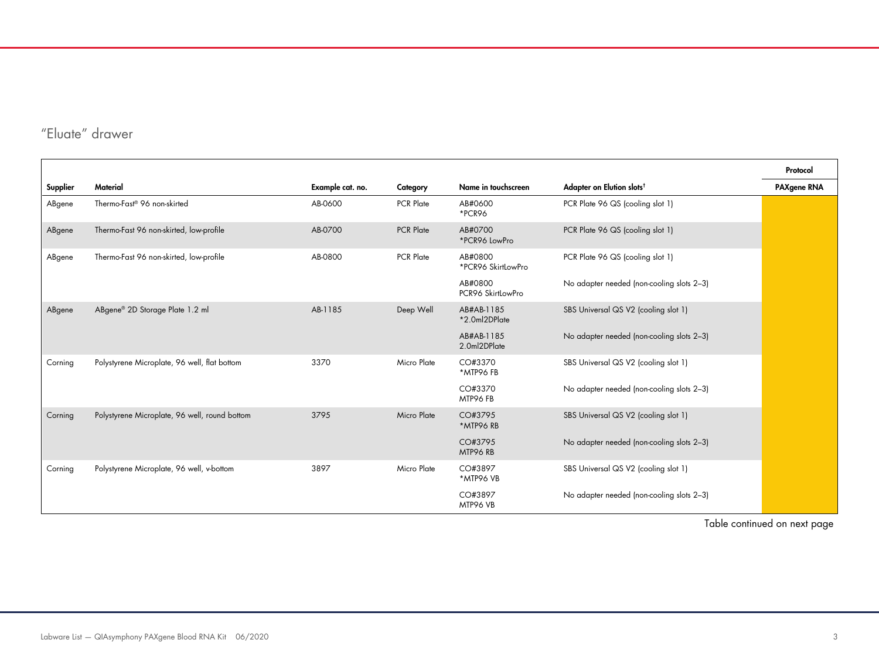"Eluate" drawer

| | | | | | | Protocol |
|---|---|---|---|---|---|---|
| Supplier | Material | Example cat. no. | Category | Name in touchscreen | Adapter on Elution slots† | PAXgene RNA |
| ABgene | Thermo-Fast® 96 non-skirted | AB-0600 | PCR Plate | AB#0600 *PCR96 | PCR Plate 96 QS (cooling slot 1) | |
| ABgene | Thermo-Fast 96 non-skirted, low-profile | AB-0700 | PCR Plate | AB#0700 *PCR96 LowPro | PCR Plate 96 QS (cooling slot 1) | |
| ABgene | Thermo-Fast 96 non-skirted, low-profile | AB-0800 | PCR Plate | AB#0800 *PCR96 SkirtLowPro | PCR Plate 96 QS (cooling slot 1) | |
| | | | | AB#0800 PCR96 SkirtLowPro | No adapter needed (non-cooling slots 2–3) | |
| ABgene | ABgene® 2D Storage Plate 1.2 ml | AB-1185 | Deep Well | AB#AB-1185 *2.0ml2DPlate | SBS Universal QS V2 (cooling slot 1) | |
| | | | | AB#AB-1185 2.0ml2DPlate | No adapter needed (non-cooling slots 2–3) | |
| Corning | Polystyrene Microplate, 96 well, flat bottom | 3370 | Micro Plate | CO#3370 *MTP96 FB | SBS Universal QS V2 (cooling slot 1) | |
| | | | | CO#3370 MTP96 FB | No adapter needed (non-cooling slots 2–3) | |
| Corning | Polystyrene Microplate, 96 well, round bottom | 3795 | Micro Plate | CO#3795 *MTP96 RB | SBS Universal QS V2 (cooling slot 1) | |
| | | | | CO#3795 MTP96 RB | No adapter needed (non-cooling slots 2–3) | |
| Corning | Polystyrene Microplate, 96 well, v-bottom | 3897 | Micro Plate | CO#3897 *MTP96 VB | SBS Universal QS V2 (cooling slot 1) | |
| | | | | CO#3897 MTP96 VB | No adapter needed (non-cooling slots 2–3) | |

Table continued on next page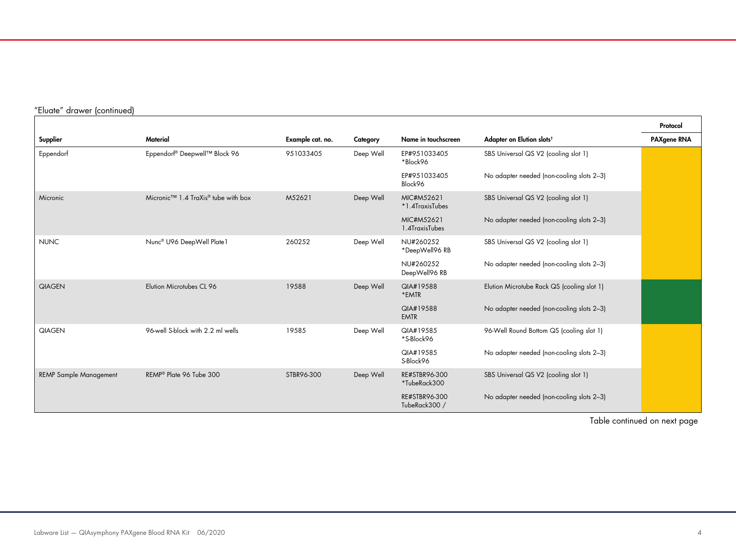"Eluate" drawer (continued)

| Supplier | Material | Example cat. no. | Category | Name in touchscreen | Adapter on Elution slots† | Protocol PAXgene RNA |
|---|---|---|---|---|---|---|
| Eppendorf | Eppendorf® Deepwell™ Block 96 | 951033405 | Deep Well | EP#951033405 *Block96 | SBS Universal QS V2 (cooling slot 1) | |
| | | | | EP#951033405 Block96 | No adapter needed (non-cooling slots 2–3) | |
| Micronic | Micronic™ 1.4 TraXis® tube with box | M52621 | Deep Well | MIC#M52621 *1.4TraxisTubes | SBS Universal QS V2 (cooling slot 1) | |
| | | | | MIC#M52621 1.4TraxisTubes | No adapter needed (non-cooling slots 2–3) | |
| NUNC | Nunc® U96 DeepWell Plate1 | 260252 | Deep Well | NU#260252 *DeepWell96 RB | SBS Universal QS V2 (cooling slot 1) | |
| | | | | NU#260252 DeepWell96 RB | No adapter needed (non-cooling slots 2–3) | |
| QIAGEN | Elution Microtubes CL 96 | 19588 | Deep Well | QIA#19588 *EMTR | Elution Microtube Rack QS (cooling slot 1) | |
| | | | | QIA#19588 EMTR | No adapter needed (non-cooling slots 2–3) | |
| QIAGEN | 96-well S-block with 2.2 ml wells | 19585 | Deep Well | QIA#19585 *S-Block96 | 96-Well Round Bottom QS (cooling slot 1) | |
| | | | | QIA#19585 S-Block96 | No adapter needed (non-cooling slots 2–3) | |
| REMP Sample Management | REMP® Plate 96 Tube 300 | STBR96-300 | Deep Well | RE#STBR96-300 *TubeRack300 | SBS Universal QS V2 (cooling slot 1) | |
| | | | | RE#STBR96-300 TubeRack300 / | No adapter needed (non-cooling slots 2–3) | |

Table continued on next page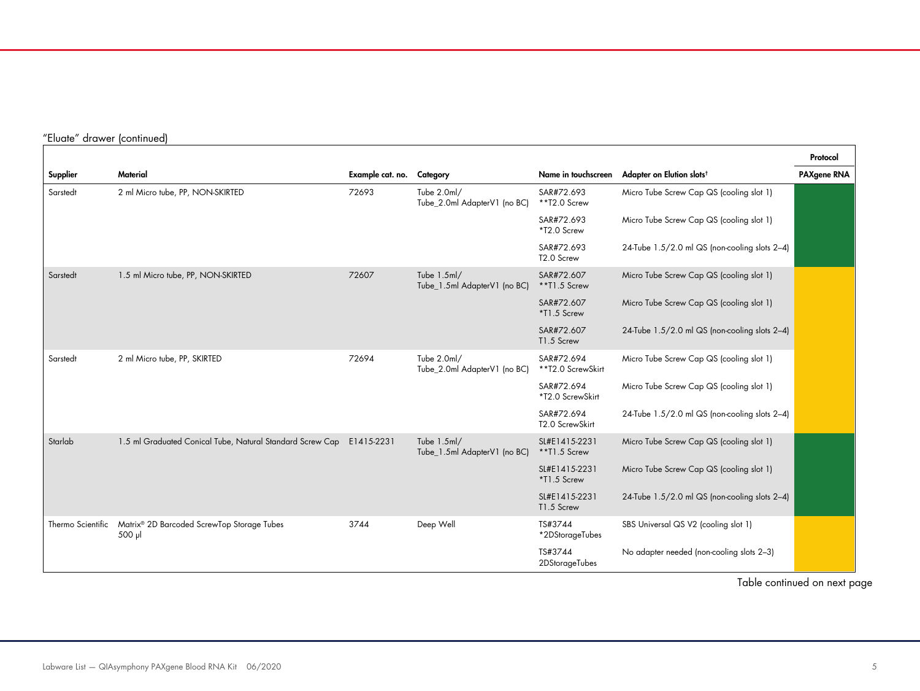"Eluate" drawer (continued)

| Supplier | Material | Example cat. no. | Category | Name in touchscreen | Adapter on Elution slots† | Protocol PAXgene RNA |
|---|---|---|---|---|---|---|
| Sarstedt | 2 ml Micro tube, PP, NON-SKIRTED | 72693 | Tube 2.0ml/ Tube_2.0ml AdapterV1 (no BC) | SAR#72.693 **T2.0 Screw | Micro Tube Screw Cap QS (cooling slot 1) | |
| | | | | SAR#72.693 *T2.0 Screw | Micro Tube Screw Cap QS (cooling slot 1) | |
| | | | | SAR#72.693 T2.0 Screw | 24-Tube 1.5/2.0 ml QS (non-cooling slots 2–4) | |
| Sarstedt | 1.5 ml Micro tube, PP, NON-SKIRTED | 72607 | Tube 1.5ml/ Tube_1.5ml AdapterV1 (no BC) | SAR#72.607 **T1.5 Screw | Micro Tube Screw Cap QS (cooling slot 1) | |
| | | | | SAR#72.607 *T1.5 Screw | Micro Tube Screw Cap QS (cooling slot 1) | |
| | | | | SAR#72.607 T1.5 Screw | 24-Tube 1.5/2.0 ml QS (non-cooling slots 2–4) | |
| Sarstedt | 2 ml Micro tube, PP, SKIRTED | 72694 | Tube 2.0ml/ Tube_2.0ml AdapterV1 (no BC) | SAR#72.694 **T2.0 ScrewSkirt | Micro Tube Screw Cap QS (cooling slot 1) | |
| | | | | SAR#72.694 *T2.0 ScrewSkirt | Micro Tube Screw Cap QS (cooling slot 1) | |
| | | | | SAR#72.694 T2.0 ScrewSkirt | 24-Tube 1.5/2.0 ml QS (non-cooling slots 2–4) | |
| Starlab | 1.5 ml Graduated Conical Tube, Natural Standard Screw Cap | E1415-2231 | Tube 1.5ml/ Tube_1.5ml AdapterV1 (no BC) | SL#E1415-2231 **T1.5 Screw | Micro Tube Screw Cap QS (cooling slot 1) | |
| | | | | SL#E1415-2231 *T1.5 Screw | Micro Tube Screw Cap QS (cooling slot 1) | |
| | | | | SL#E1415-2231 T1.5 Screw | 24-Tube 1.5/2.0 ml QS (non-cooling slots 2–4) | |
| Thermo Scientific | Matrix® 2D Barcoded ScrewTop Storage Tubes 500 µl | 3744 | Deep Well | TS#3744 *2DStorageTubes | SBS Universal QS V2 (cooling slot 1) | |
| | | | | TS#3744 2DStorageTubes | No adapter needed (non-cooling slots 2–3) | |

Table continued on next page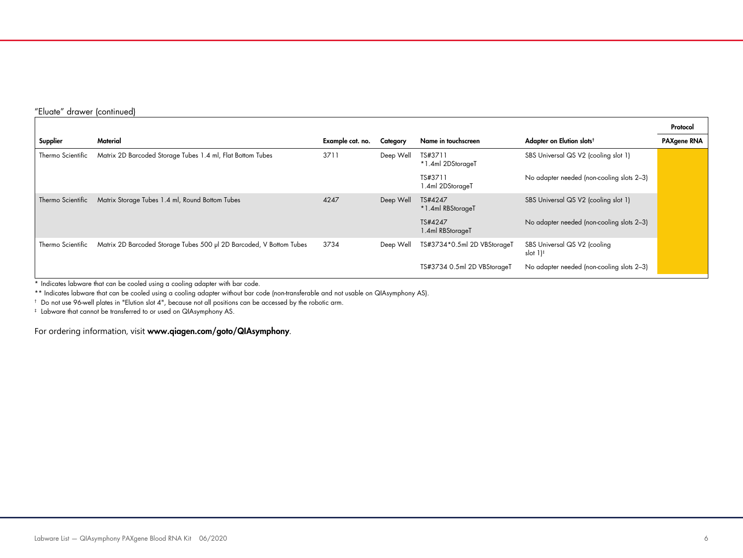"Eluate" drawer (continued)

| Supplier | Material | Example cat. no. | Category | Name in touchscreen | Adapter on Elution slots† | Protocol PAXgene RNA |
|---|---|---|---|---|---|---|
| Thermo Scientific | Matrix 2D Barcoded Storage Tubes 1.4 ml, Flat Bottom Tubes | 3711 | Deep Well | TS#3711 *1.4ml 2DStorageT | SBS Universal QS V2 (cooling slot 1) | |
| | | | | TS#3711 1.4ml 2DStorageT | No adapter needed (non-cooling slots 2–3) | |
| Thermo Scientific | Matrix Storage Tubes 1.4 ml, Round Bottom Tubes | 4247 | Deep Well | TS#4247 *1.4ml RBStorageT | SBS Universal QS V2 (cooling slot 1) | |
| | | | | TS#4247 1.4ml RBStorageT | No adapter needed (non-cooling slots 2–3) | |
| Thermo Scientific | Matrix 2D Barcoded Storage Tubes 500 µl 2D Barcoded, V Bottom Tubes | 3734 | Deep Well | TS#3734*0.5ml 2D VBStorageT | SBS Universal QS V2 (cooling slot 1)‡ | |
| | | | | TS#3734 0.5ml 2D VBStorageT | No adapter needed (non-cooling slots 2–3) | |

* Indicates labware that can be cooled using a cooling adapter with bar code.

** Indicates labware that can be cooled using a cooling adapter without bar code (non-transferable and not usable on QIAsymphony AS).

† Do not use 96-well plates in "Elution slot 4", because not all positions can be accessed by the robotic arm.

‡ Labware that cannot be transferred to or used on QIAsymphony AS.

For ordering information, visit **www.qiagen.com/goto/QIAsymphony**.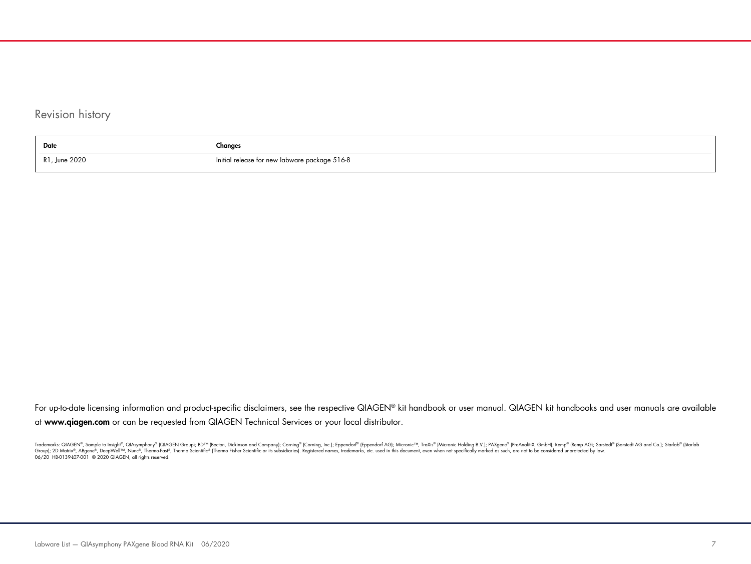## Revision history

| Date | Changes |
| --- | --- |
| R1, June 2020 | Initial release for new labware package 516-8 |

For up-to-date licensing information and product-specific disclaimers, see the respective QIAGEN® kit handbook or user manual. QIAGEN kit handbooks and user manuals are available at **www.qiagen.com** or can be requested from QIAGEN Technical Services or your local distributor.

Trademarks: QIAGEN®, Sample to Insight®, QIAsymphony® (QIAGEN Group); BD™ (Becton, Dickinson and Company); Corning® (Corning, Inc.); Eppendorf® (Eppendorf AG); Micronic™, TraXis® (Micronic Holding B.V.); PAXgene® (PreAnalitiX, GmbH); Remp® (Remp AG); Sarstedt® (Sarstedt AG and Co.); Starlab® (Starlab Group); 2D Matrix®, ABgene®, DeepWell™, Nunc®, Thermo-Fast®, Thermo Scientific® (Thermo Fisher Scientific or its subsidiaries). Registered names, trademarks, etc. used in this document, even when not specifically marked as such, are not to be considered unprotected by law.
06/20 HB-0139-L07-001 © 2020 QIAGEN, all rights reserved.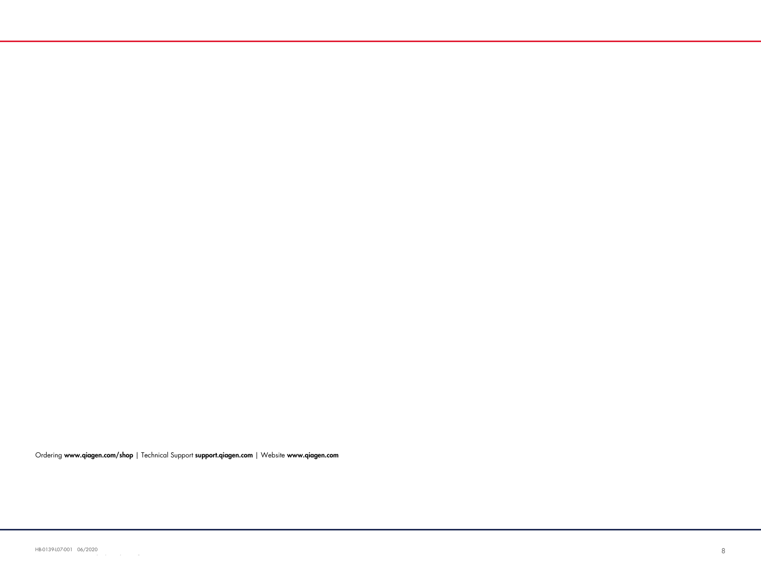Ordering **www.qiagen.com/shop** | Technical Support **support.qiagen.com** | Website **www.qiagen.com**